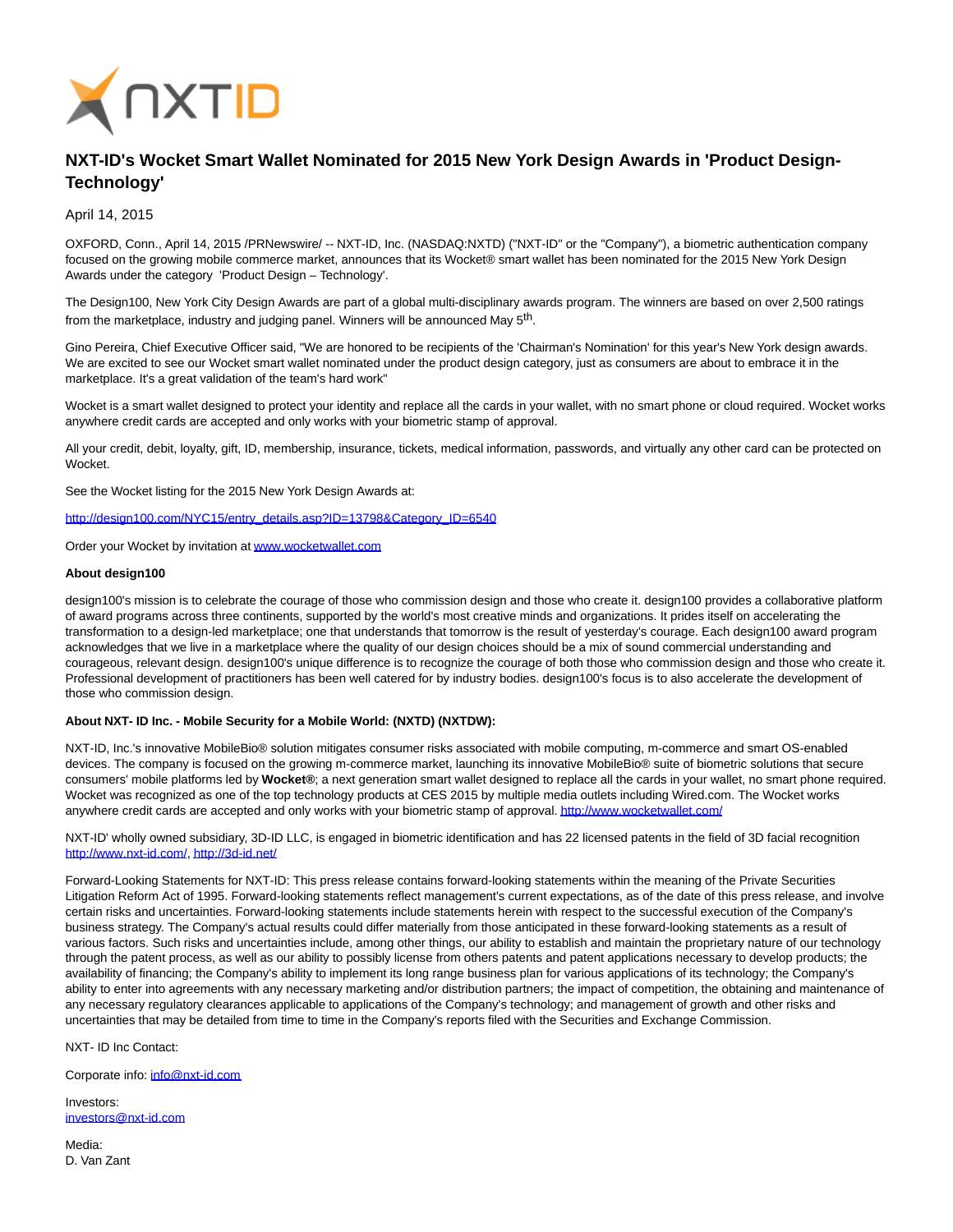# NXT-ID's Wocket Smart Wallet Nominated for 2015 New York Design Awards in 'Product Design-Technology'

April 14, 2015

OXFORD, Conn., April 14, 2015 /PRNewswire/ -- NXT-ID, Inc. (NASDAQ:NXTD) ("NXT-ID" or the "Company"), a biometric authentication company focused on the growing mobile commerce market, announces that its Wocket® smart wallet has been nominated for the 2015 New York Design Awards under the category 'Product Design – Technology'.

The Design100, New York City Design Awards are part of a global multi-disciplinary awards program. The winners are based on over 2,500 ratings from the marketplace, industry and judging panel. Winners will be announced May 5th.

Gino Pereira, Chief Executive Officer said, "We are honored to be recipients of the 'Chairman's Nomination' for this year's New York design awards. We are excited to see our Wocket smart wallet nominated under the product design category, just as consumers are about to embrace it in the marketplace. It's a great validation of the team's hard work"

Wocket is a smart wallet designed to protect your identity and replace all the cards in your wallet, with no smart phone or cloud required. Wocket works anywhere credit cards are accepted and only works with your biometric stamp of approval.

All your credit, debit, loyalty, gift, ID, membership, insurance, tickets, medical information, passwords, and virtually any other card can be protected on Wocket.

See the Wocket listing for the 2015 New York Design Awards at:

http://design100.com/NYC15/entry_details.asp?ID=13798&Category_ID=6540

Order your Wocket by invitation at www.wocketwallet.com

**About design100**

design100's mission is to celebrate the courage of those who commission design and those who create it. design100 provides a collaborative platform of award programs across three continents, supported by the world's most creative minds and organizations. It prides itself on accelerating the transformation to a design-led marketplace; one that understands that tomorrow is the result of yesterday's courage. Each design100 award program acknowledges that we live in a marketplace where the quality of our design choices should be a mix of sound commercial understanding and courageous, relevant design. design100's unique difference is to recognize the courage of both those who commission design and those who create it. Professional development of practitioners has been well catered for by industry bodies. design100's focus is to also accelerate the development of those who commission design.

**About NXT- ID Inc. - Mobile Security for a Mobile World: (NXTD) (NXTDW):**

NXT-ID, Inc.'s innovative MobileBio® solution mitigates consumer risks associated with mobile computing, m-commerce and smart OS-enabled devices. The company is focused on the growing m-commerce market, launching its innovative MobileBio® suite of biometric solutions that secure consumers' mobile platforms led by **Wocket®**; a next generation smart wallet designed to replace all the cards in your wallet, no smart phone required. Wocket was recognized as one of the top technology products at CES 2015 by multiple media outlets including Wired.com. The Wocket works anywhere credit cards are accepted and only works with your biometric stamp of approval. http://www.wocketwallet.com/

NXT-ID' wholly owned subsidiary, 3D-ID LLC, is engaged in biometric identification and has 22 licensed patents in the field of 3D facial recognition http://www.nxt-id.com/, http://3d-id.net/

Forward-Looking Statements for NXT-ID: This press release contains forward-looking statements within the meaning of the Private Securities Litigation Reform Act of 1995. Forward-looking statements reflect management's current expectations, as of the date of this press release, and involve certain risks and uncertainties. Forward-looking statements include statements herein with respect to the successful execution of the Company's business strategy. The Company's actual results could differ materially from those anticipated in these forward-looking statements as a result of various factors. Such risks and uncertainties include, among other things, our ability to establish and maintain the proprietary nature of our technology through the patent process, as well as our ability to possibly license from others patents and patent applications necessary to develop products; the availability of financing; the Company's ability to implement its long range business plan for various applications of its technology; the Company's ability to enter into agreements with any necessary marketing and/or distribution partners; the impact of competition, the obtaining and maintenance of any necessary regulatory clearances applicable to applications of the Company's technology; and management of growth and other risks and uncertainties that may be detailed from time to time in the Company's reports filed with the Securities and Exchange Commission.

NXT- ID Inc Contact:

Corporate info: info@nxt-id.com

Investors:
investors@nxt-id.com

Media:
D. Van Zant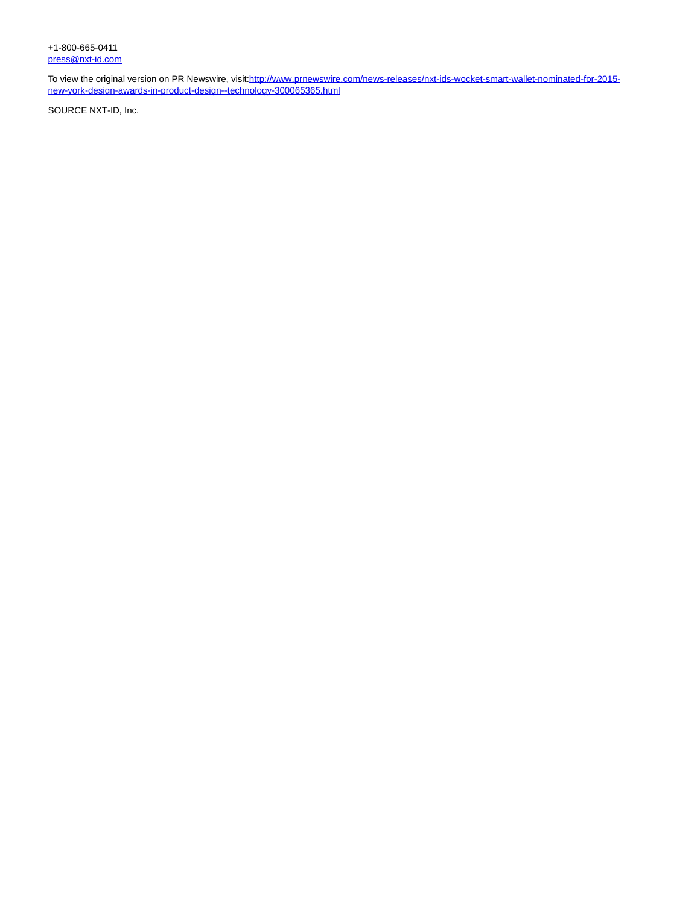+1-800-665-0411
press@nxt-id.com

To view the original version on PR Newswire, visit:http://www.prnewswire.com/news-releases/nxt-ids-wocket-smart-wallet-nominated-for-2015-new-york-design-awards-in-product-design--technology-300065365.html

SOURCE NXT-ID, Inc.